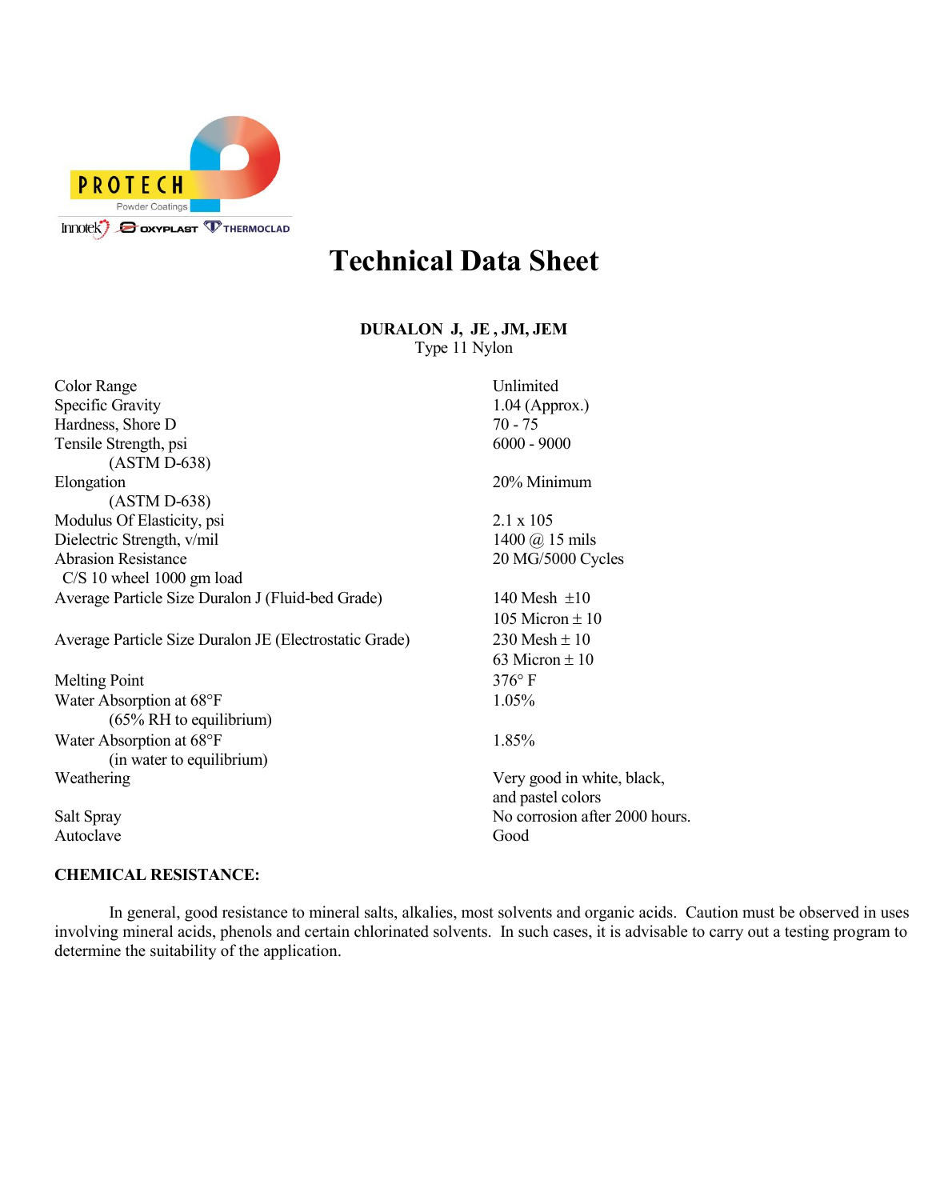PROTECH Powder Coatings

Innotek OXYPLAST THERMOCLAD

# Technical Data Sheet

**DURALON J, JE , JM, JEM**
Type 11 Nylon

| Property | Value |
|---|---|
| Color Range | Unlimited |
| Specific Gravity | 1.04 (Approx.) |
| Hardness, Shore D | 70 - 75 |
| Tensile Strength, psi (ASTM D-638) | 6000 - 9000 |
| Elongation (ASTM D-638) | 20% Minimum |
| Modulus Of Elasticity, psi | 2.1 x 105 |
| Dielectric Strength, v/mil | 1400 @ 15 mils |
| Abrasion Resistance C/S 10 wheel 1000 gm load | 20 MG/5000 Cycles |
| Average Particle Size Duralon J (Fluid-bed Grade) | 140 Mesh ±10<br>105 Micron ± 10 |
| Average Particle Size Duralon JE (Electrostatic Grade) | 230 Mesh ± 10<br>63 Micron ± 10 |
| Melting Point | 376° F |
| Water Absorption at 68°F (65% RH to equilibrium) | 1.05% |
| Water Absorption at 68°F (in water to equilibrium) | 1.85% |
| Weathering | Very good in white, black, and pastel colors |
| Salt Spray | No corrosion after 2000 hours. |
| Autoclave | Good |

**CHEMICAL RESISTANCE:**

In general, good resistance to mineral salts, alkalies, most solvents and organic acids. Caution must be observed in uses involving mineral acids, phenols and certain chlorinated solvents. In such cases, it is advisable to carry out a testing program to determine the suitability of the application.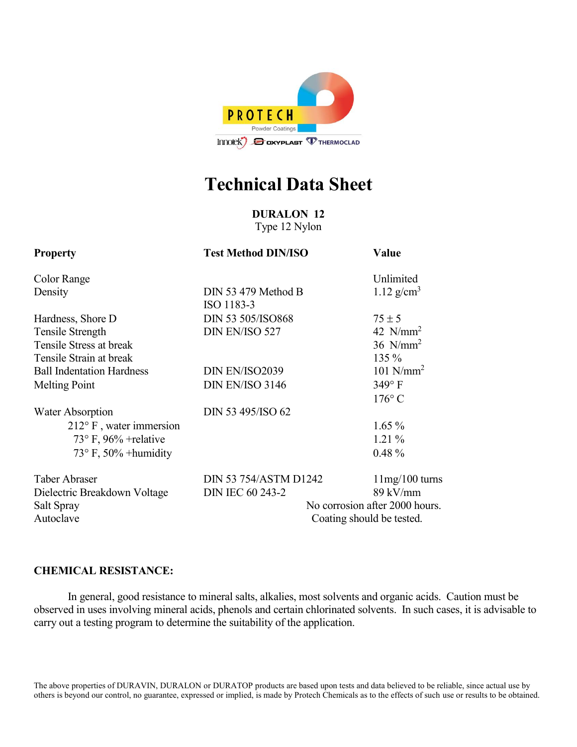# Technical Data Sheet

**DURALON 12**
Type 12 Nylon

| **Property** | **Test Method DIN/ISO** | **Value** |
|---|---|---|
| Color Range | | Unlimited |
| Density | DIN 53 479 Method B<br>ISO 1183-3 | 1.12 g/cm$^3$ |
| Hardness, Shore D | DIN 53 505/ISO868 | 75 ± 5 |
| Tensile Strength | DIN EN/ISO 527 | 42 N/mm$^2$ |
| Tensile Stress at break | | 36 N/mm$^2$ |
| Tensile Strain at break | | 135 % |
| Ball Indentation Hardness | DIN EN/ISO2039 | 101 N/mm$^2$ |
| Melting Point | DIN EN/ISO 3146 | 349° F<br>176° C |
| Water Absorption | DIN 53 495/ISO 62 | |
| 212° F , water immersion | | 1.65 % |
| 73° F, 96% +relative | | 1.21 % |
| 73° F, 50% +humidity | | 0.48 % |
| Taber Abraser | DIN 53 754/ASTM D1242 | 11mg/100 turns |
| Dielectric Breakdown Voltage | DIN IEC 60 243-2 | 89 kV/mm |
| Salt Spray | | No corrosion after 2000 hours. |
| Autoclave | | Coating should be tested. |

**CHEMICAL RESISTANCE:**

In general, good resistance to mineral salts, alkalies, most solvents and organic acids. Caution must be observed in uses involving mineral acids, phenols and certain chlorinated solvents. In such cases, it is advisable to carry out a testing program to determine the suitability of the application.

The above properties of DURAVIN, DURALON or DURATOP products are based upon tests and data believed to be reliable, since actual use by others is beyond our control, no guarantee, expressed or implied, is made by Protech Chemicals as to the effects of such use or results to be obtained.